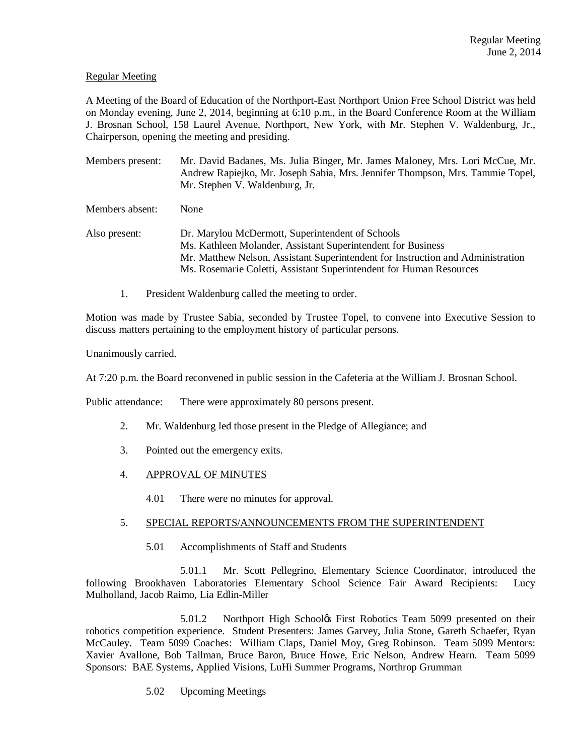Regular Meeting
June 2, 2014

Regular Meeting

A Meeting of the Board of Education of the Northport-East Northport Union Free School District was held on Monday evening, June 2, 2014, beginning at 6:10 p.m., in the Board Conference Room at the William J. Brosnan School, 158 Laurel Avenue, Northport, New York, with Mr. Stephen V. Waldenburg, Jr., Chairperson, opening the meeting and presiding.

Members present: Mr. David Badanes, Ms. Julia Binger, Mr. James Maloney, Mrs. Lori McCue, Mr. Andrew Rapiejko, Mr. Joseph Sabia, Mrs. Jennifer Thompson, Mrs. Tammie Topel, Mr. Stephen V. Waldenburg, Jr.

Members absent: None

Also present: Dr. Marylou McDermott, Superintendent of Schools
Ms. Kathleen Molander, Assistant Superintendent for Business
Mr. Matthew Nelson, Assistant Superintendent for Instruction and Administration
Ms. Rosemarie Coletti, Assistant Superintendent for Human Resources

1. President Waldenburg called the meeting to order.

Motion was made by Trustee Sabia, seconded by Trustee Topel, to convene into Executive Session to discuss matters pertaining to the employment history of particular persons.

Unanimously carried.

At 7:20 p.m. the Board reconvened in public session in the Cafeteria at the William J. Brosnan School.

Public attendance: There were approximately 80 persons present.

2. Mr. Waldenburg led those present in the Pledge of Allegiance; and

3. Pointed out the emergency exits.

4. APPROVAL OF MINUTES

   4.01 There were no minutes for approval.

5. SPECIAL REPORTS/ANNOUNCEMENTS FROM THE SUPERINTENDENT

   5.01 Accomplishments of Staff and Students

      5.01.1 Mr. Scott Pellegrino, Elementary Science Coordinator, introduced the following Brookhaven Laboratories Elementary School Science Fair Award Recipients: Lucy Mulholland, Jacob Raimo, Lia Edlin-Miller

      5.01.2 Northport High School's First Robotics Team 5099 presented on their robotics competition experience. Student Presenters: James Garvey, Julia Stone, Gareth Schaefer, Ryan McCauley. Team 5099 Coaches: William Claps, Daniel Moy, Greg Robinson. Team 5099 Mentors: Xavier Avallone, Bob Tallman, Bruce Baron, Bruce Howe, Eric Nelson, Andrew Hearn. Team 5099 Sponsors: BAE Systems, Applied Visions, LuHi Summer Programs, Northrop Grumman

   5.02 Upcoming Meetings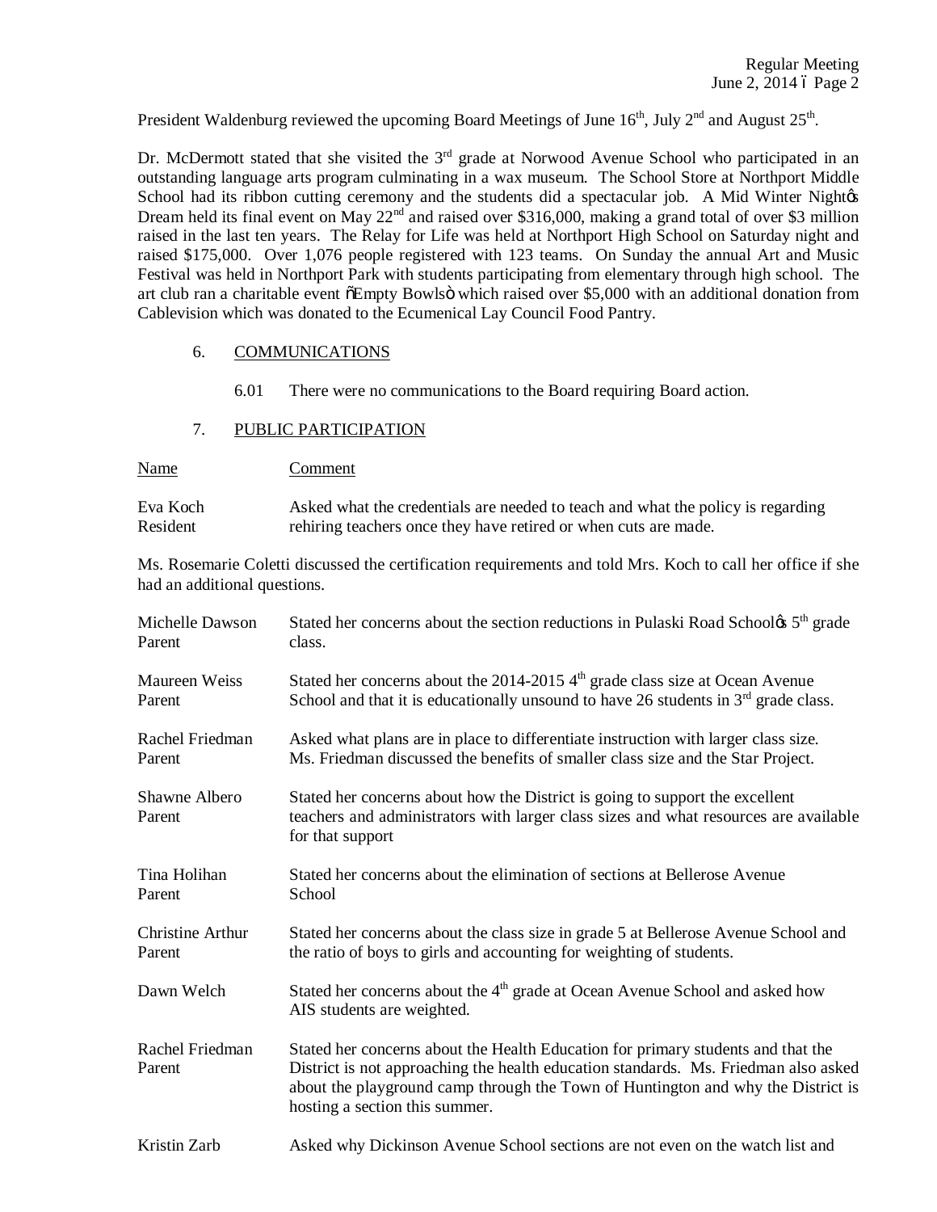President Waldenburg reviewed the upcoming Board Meetings of June 16th, July 2nd and August 25th.

Dr. McDermott stated that she visited the 3rd grade at Norwood Avenue School who participated in an outstanding language arts program culminating in a wax museum. The School Store at Northport Middle School had its ribbon cutting ceremony and the students did a spectacular job. A Mid Winter Night's Dream held its final event on May 22nd and raised over $316,000, making a grand total of over $3 million raised in the last ten years. The Relay for Life was held at Northport High School on Saturday night and raised $175,000. Over 1,076 people registered with 123 teams. On Sunday the annual Art and Music Festival was held in Northport Park with students participating from elementary through high school. The art club ran a charitable event "Empty Bowls" which raised over $5,000 with an additional donation from Cablevision which was donated to the Ecumenical Lay Council Food Pantry.

6. COMMUNICATIONS

   6.01 There were no communications to the Board requiring Board action.

7. PUBLIC PARTICIPATION

| Name | Comment |
|---|---|
| Eva Koch<br>Resident | Asked what the credentials are needed to teach and what the policy is regarding rehiring teachers once they have retired or when cuts are made. |

Ms. Rosemarie Coletti discussed the certification requirements and told Mrs. Koch to call her office if she had an additional questions.

| Name | Comment |
|---|---|
| Michelle Dawson<br>Parent | Stated her concerns about the section reductions in Pulaski Road School's 5th grade class. |
| Maureen Weiss<br>Parent | Stated her concerns about the 2014-2015 4th grade class size at Ocean Avenue School and that it is educationally unsound to have 26 students in 3rd grade class. |
| Rachel Friedman<br>Parent | Asked what plans are in place to differentiate instruction with larger class size. Ms. Friedman discussed the benefits of smaller class size and the Star Project. |
| Shawne Albero<br>Parent | Stated her concerns about how the District is going to support the excellent teachers and administrators with larger class sizes and what resources are available for that support |
| Tina Holihan<br>Parent | Stated her concerns about the elimination of sections at Bellerose Avenue School |
| Christine Arthur<br>Parent | Stated her concerns about the class size in grade 5 at Bellerose Avenue School and the ratio of boys to girls and accounting for weighting of students. |
| Dawn Welch | Stated her concerns about the 4th grade at Ocean Avenue School and asked how AIS students are weighted. |
| Rachel Friedman<br>Parent | Stated her concerns about the Health Education for primary students and that the District is not approaching the health education standards. Ms. Friedman also asked about the playground camp through the Town of Huntington and why the District is hosting a section this summer. |
| Kristin Zarb | Asked why Dickinson Avenue School sections are not even on the watch list and |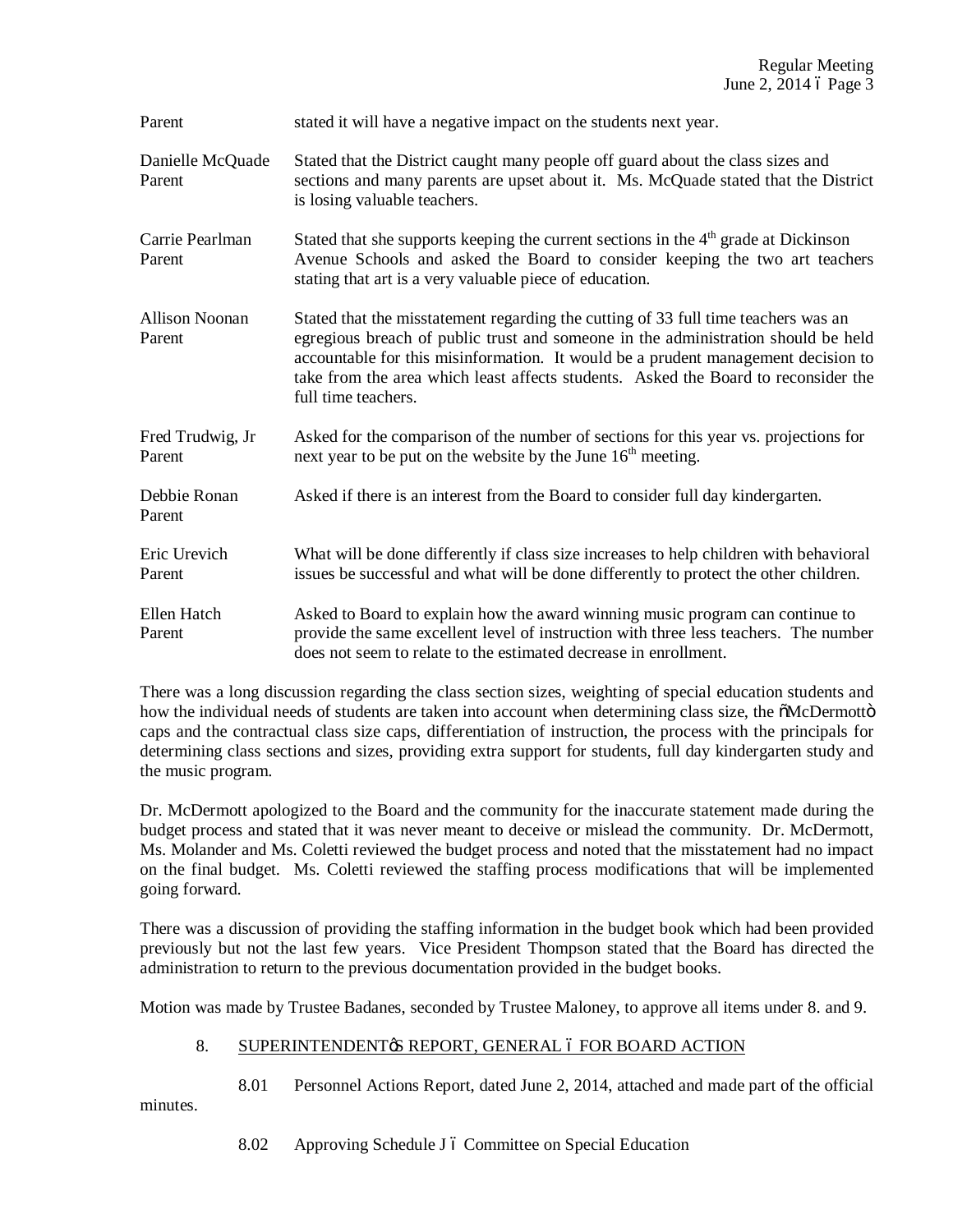| | |
|---|---|
| Parent | stated it will have a negative impact on the students next year. |
| Danielle McQuade Parent | Stated that the District caught many people off guard about the class sizes and sections and many parents are upset about it. Ms. McQuade stated that the District is losing valuable teachers. |
| Carrie Pearlman Parent | Stated that she supports keeping the current sections in the 4th grade at Dickinson Avenue Schools and asked the Board to consider keeping the two art teachers stating that art is a very valuable piece of education. |
| Allison Noonan Parent | Stated that the misstatement regarding the cutting of 33 full time teachers was an egregious breach of public trust and someone in the administration should be held accountable for this misinformation. It would be a prudent management decision to take from the area which least affects students. Asked the Board to reconsider the full time teachers. |
| Fred Trudwig, Jr Parent | Asked for the comparison of the number of sections for this year vs. projections for next year to be put on the website by the June 16th meeting. |
| Debbie Ronan Parent | Asked if there is an interest from the Board to consider full day kindergarten. |
| Eric Urevich Parent | What will be done differently if class size increases to help children with behavioral issues be successful and what will be done differently to protect the other children. |
| Ellen Hatch Parent | Asked to Board to explain how the award winning music program can continue to provide the same excellent level of instruction with three less teachers. The number does not seem to relate to the estimated decrease in enrollment. |

There was a long discussion regarding the class section sizes, weighting of special education students and how the individual needs of students are taken into account when determining class size, the "McDermott" caps and the contractual class size caps, differentiation of instruction, the process with the principals for determining class sections and sizes, providing extra support for students, full day kindergarten study and the music program.

Dr. McDermott apologized to the Board and the community for the inaccurate statement made during the budget process and stated that it was never meant to deceive or mislead the community. Dr. McDermott, Ms. Molander and Ms. Coletti reviewed the budget process and noted that the misstatement had no impact on the final budget. Ms. Coletti reviewed the staffing process modifications that will be implemented going forward.

There was a discussion of providing the staffing information in the budget book which had been provided previously but not the last few years. Vice President Thompson stated that the Board has directed the administration to return to the previous documentation provided in the budget books.

Motion was made by Trustee Badanes, seconded by Trustee Maloney, to approve all items under 8. and 9.

8. SUPERINTENDENT'S REPORT, GENERAL – FOR BOARD ACTION

8.01 Personnel Actions Report, dated June 2, 2014, attached and made part of the official minutes.

8.02 Approving Schedule J – Committee on Special Education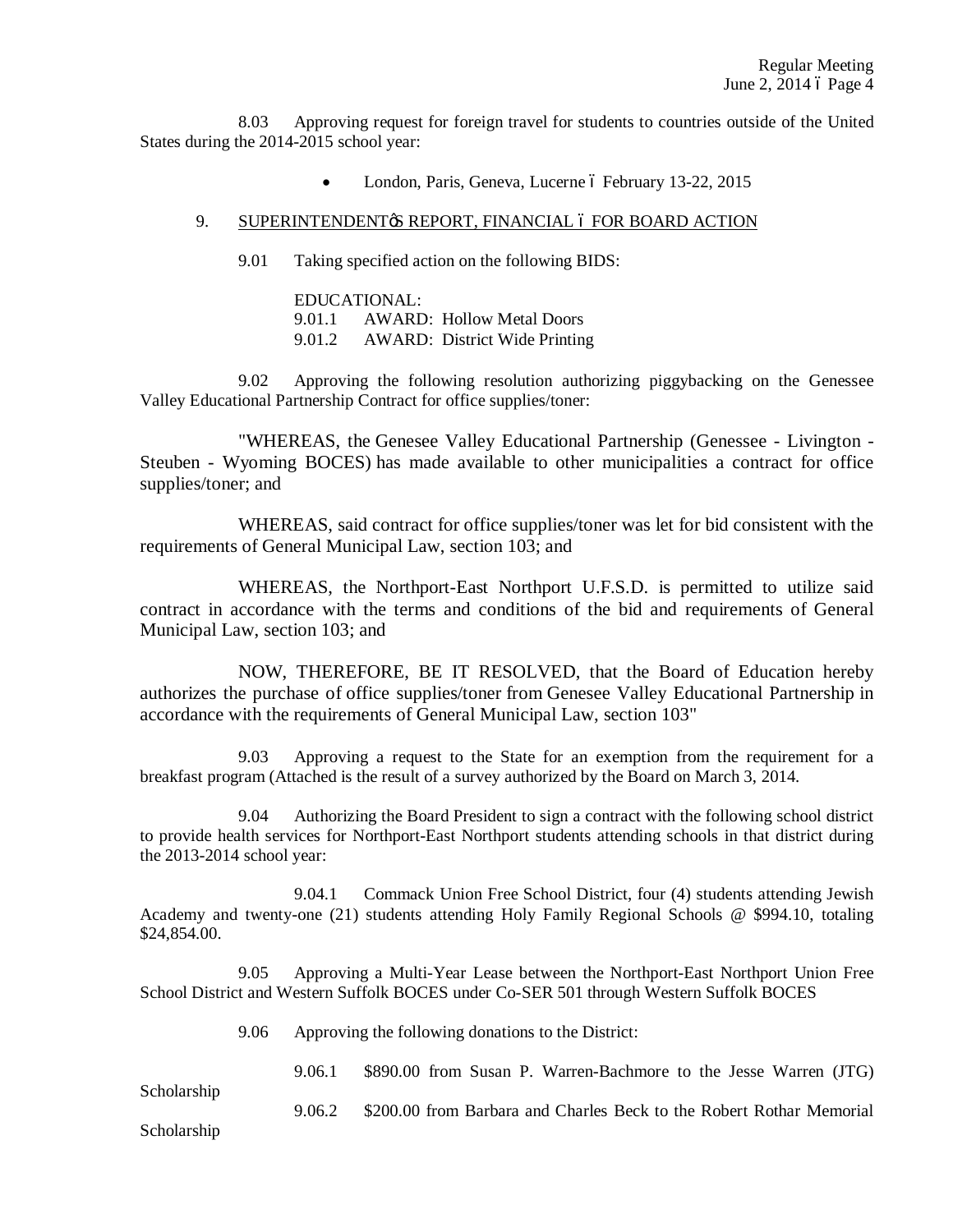8.03 Approving request for foreign travel for students to countries outside of the United States during the 2014-2015 school year:

- London, Paris, Geneva, Lucerne ó February 13-22, 2015

9. SUPERINTENDENTøS REPORT, FINANCIAL ó FOR BOARD ACTION

9.01 Taking specified action on the following BIDS:

EDUCATIONAL:
9.01.1 AWARD: Hollow Metal Doors
9.01.2 AWARD: District Wide Printing

9.02 Approving the following resolution authorizing piggybacking on the Genessee Valley Educational Partnership Contract for office supplies/toner:

"WHEREAS, the Genesee Valley Educational Partnership (Genessee - Livington - Steuben - Wyoming BOCES) has made available to other municipalities a contract for office supplies/toner; and

WHEREAS, said contract for office supplies/toner was let for bid consistent with the requirements of General Municipal Law, section 103; and

WHEREAS, the Northport-East Northport U.F.S.D. is permitted to utilize said contract in accordance with the terms and conditions of the bid and requirements of General Municipal Law, section 103; and

NOW, THEREFORE, BE IT RESOLVED, that the Board of Education hereby authorizes the purchase of office supplies/toner from Genesee Valley Educational Partnership in accordance with the requirements of General Municipal Law, section 103"

9.03 Approving a request to the State for an exemption from the requirement for a breakfast program (Attached is the result of a survey authorized by the Board on March 3, 2014.

9.04 Authorizing the Board President to sign a contract with the following school district to provide health services for Northport-East Northport students attending schools in that district during the 2013-2014 school year:

9.04.1 Commack Union Free School District, four (4) students attending Jewish Academy and twenty-one (21) students attending Holy Family Regional Schools @ \$994.10, totaling \$24,854.00.

9.05 Approving a Multi-Year Lease between the Northport-East Northport Union Free School District and Western Suffolk BOCES under Co-SER 501 through Western Suffolk BOCES

9.06 Approving the following donations to the District:

9.06.1 \$890.00 from Susan P. Warren-Bachmore to the Jesse Warren (JTG) Scholarship

9.06.2 \$200.00 from Barbara and Charles Beck to the Robert Rothar Memorial Scholarship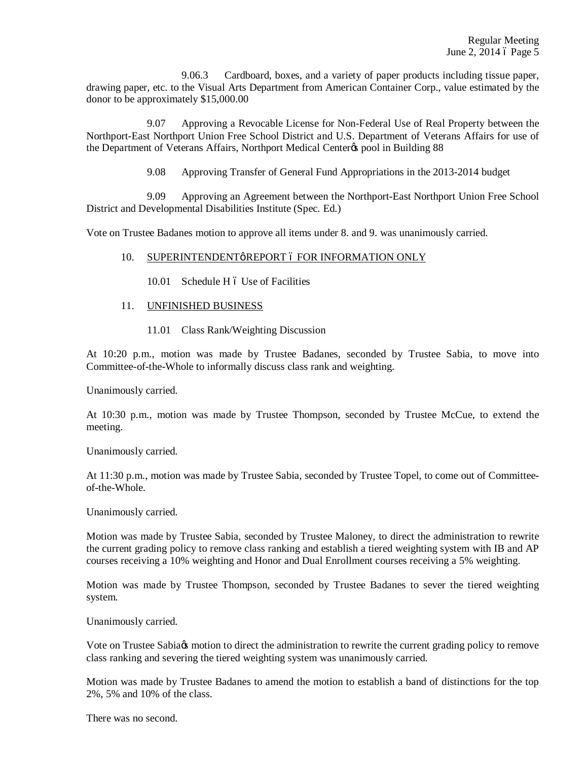9.06.3 Cardboard, boxes, and a variety of paper products including tissue paper, drawing paper, etc. to the Visual Arts Department from American Container Corp., value estimated by the donor to be approximately $15,000.00

9.07 Approving a Revocable License for Non-Federal Use of Real Property between the Northport-East Northport Union Free School District and U.S. Department of Veterans Affairs for use of the Department of Veterans Affairs, Northport Medical Center's pool in Building 88

9.08 Approving Transfer of General Fund Appropriations in the 2013-2014 budget

9.09 Approving an Agreement between the Northport-East Northport Union Free School District and Developmental Disabilities Institute (Spec. Ed.)

Vote on Trustee Badanes motion to approve all items under 8. and 9. was unanimously carried.

10. SUPERINTENDENT'S REPORT – FOR INFORMATION ONLY

10.01 Schedule H – Use of Facilities

11. UNFINISHED BUSINESS

11.01 Class Rank/Weighting Discussion

At 10:20 p.m., motion was made by Trustee Badanes, seconded by Trustee Sabia, to move into Committee-of-the-Whole to informally discuss class rank and weighting.

Unanimously carried.

At 10:30 p.m., motion was made by Trustee Thompson, seconded by Trustee McCue, to extend the meeting.

Unanimously carried.

At 11:30 p.m., motion was made by Trustee Sabia, seconded by Trustee Topel, to come out of Committee-of-the-Whole.

Unanimously carried.

Motion was made by Trustee Sabia, seconded by Trustee Maloney, to direct the administration to rewrite the current grading policy to remove class ranking and establish a tiered weighting system with IB and AP courses receiving a 10% weighting and Honor and Dual Enrollment courses receiving a 5% weighting.

Motion was made by Trustee Thompson, seconded by Trustee Badanes to sever the tiered weighting system.

Unanimously carried.

Vote on Trustee Sabia's motion to direct the administration to rewrite the current grading policy to remove class ranking and severing the tiered weighting system was unanimously carried.

Motion was made by Trustee Badanes to amend the motion to establish a band of distinctions for the top 2%, 5% and 10% of the class.

There was no second.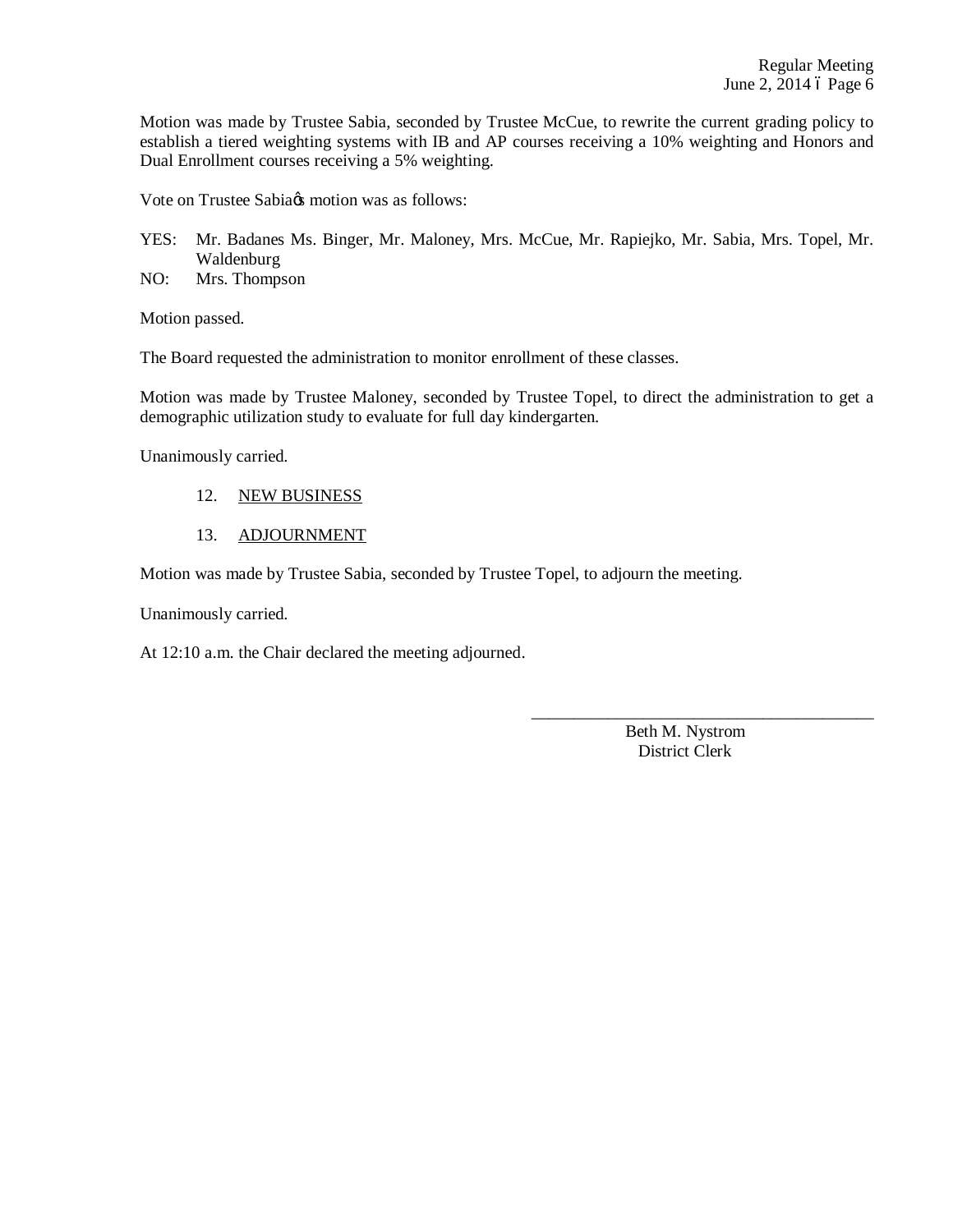Motion was made by Trustee Sabia, seconded by Trustee McCue, to rewrite the current grading policy to establish a tiered weighting systems with IB and AP courses receiving a 10% weighting and Honors and Dual Enrollment courses receiving a 5% weighting.

Vote on Trustee Sabia's motion was as follows:

YES: Mr. Badanes Ms. Binger, Mr. Maloney, Mrs. McCue, Mr. Rapiejko, Mr. Sabia, Mrs. Topel, Mr. Waldenburg

NO: Mrs. Thompson

Motion passed.

The Board requested the administration to monitor enrollment of these classes.

Motion was made by Trustee Maloney, seconded by Trustee Topel, to direct the administration to get a demographic utilization study to evaluate for full day kindergarten.

Unanimously carried.

12. NEW BUSINESS

13. ADJOURNMENT

Motion was made by Trustee Sabia, seconded by Trustee Topel, to adjourn the meeting.

Unanimously carried.

At 12:10 a.m. the Chair declared the meeting adjourned.

\_\_\_\_\_\_\_\_\_\_\_\_\_\_\_\_\_\_\_\_\_\_\_\_\_\_\_\_\_\_\_\_\_\_\_\_\_\_\_\_

Beth M. Nystrom
District Clerk